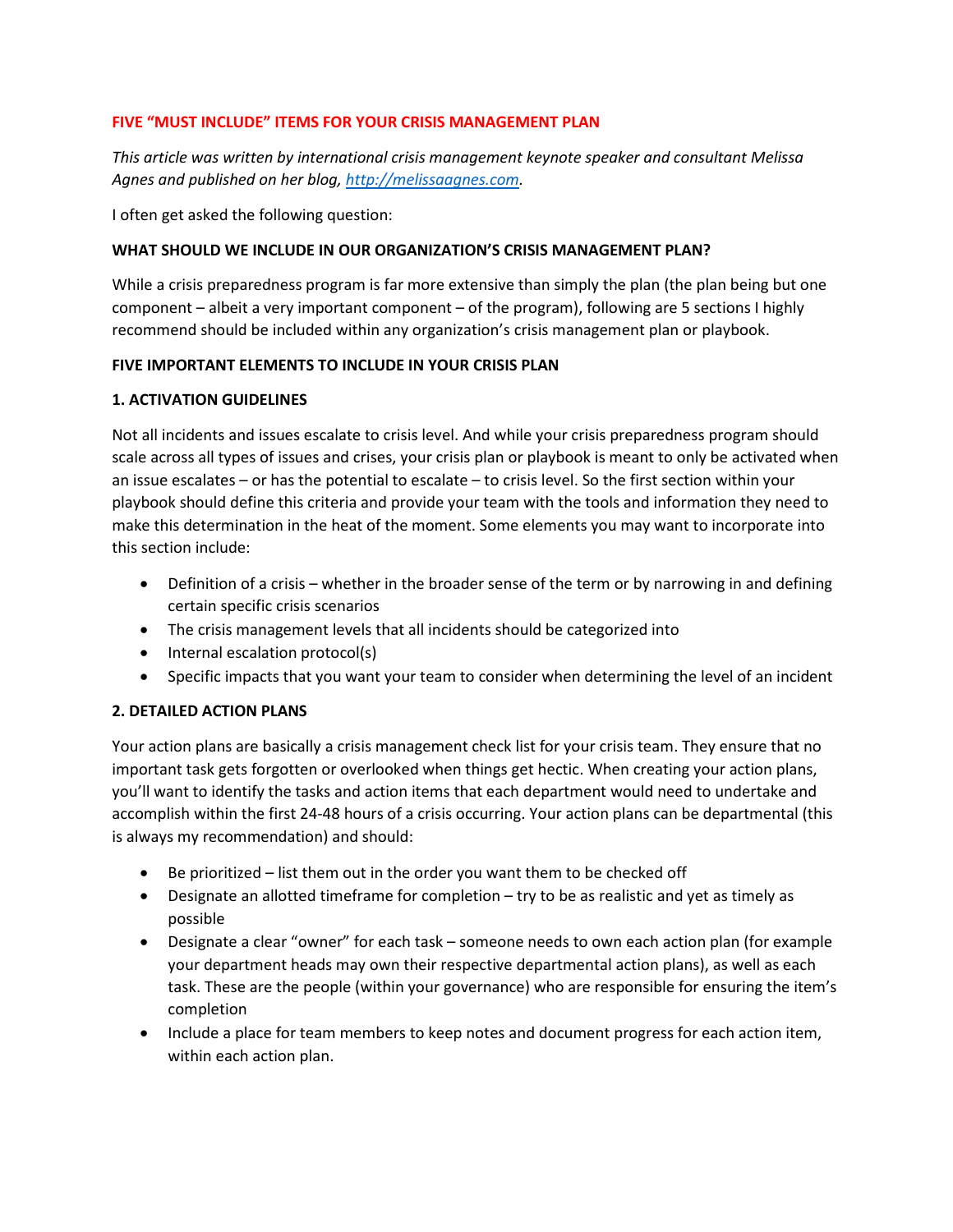# FIVE "MUST INCLUDE" ITEMS FOR YOUR CRISIS MANAGEMENT PLAN

*This article was written by international crisis management keynote speaker and consultant Melissa Agnes and published on her blog, [http://melissaagnes.com](http://melissaagnes.com).*

I often get asked the following question:

## WHAT SHOULD WE INCLUDE IN OUR ORGANIZATION'S CRISIS MANAGEMENT PLAN?

While a crisis preparedness program is far more extensive than simply the plan (the plan being but one component – albeit a very important component – of the program), following are 5 sections I highly recommend should be included within any organization's crisis management plan or playbook.

## FIVE IMPORTANT ELEMENTS TO INCLUDE IN YOUR CRISIS PLAN

### 1. ACTIVATION GUIDELINES

Not all incidents and issues escalate to crisis level. And while your crisis preparedness program should scale across all types of issues and crises, your crisis plan or playbook is meant to only be activated when an issue escalates – or has the potential to escalate – to crisis level. So the first section within your playbook should define this criteria and provide your team with the tools and information they need to make this determination in the heat of the moment. Some elements you may want to incorporate into this section include:

- Definition of a crisis – whether in the broader sense of the term or by narrowing in and defining certain specific crisis scenarios
- The crisis management levels that all incidents should be categorized into
- Internal escalation protocol(s)
- Specific impacts that you want your team to consider when determining the level of an incident

### 2. DETAILED ACTION PLANS

Your action plans are basically a crisis management check list for your crisis team. They ensure that no important task gets forgotten or overlooked when things get hectic. When creating your action plans, you'll want to identify the tasks and action items that each department would need to undertake and accomplish within the first 24-48 hours of a crisis occurring. Your action plans can be departmental (this is always my recommendation) and should:

- Be prioritized – list them out in the order you want them to be checked off
- Designate an allotted timeframe for completion – try to be as realistic and yet as timely as possible
- Designate a clear "owner" for each task – someone needs to own each action plan (for example your department heads may own their respective departmental action plans), as well as each task. These are the people (within your governance) who are responsible for ensuring the item's completion
- Include a place for team members to keep notes and document progress for each action item, within each action plan.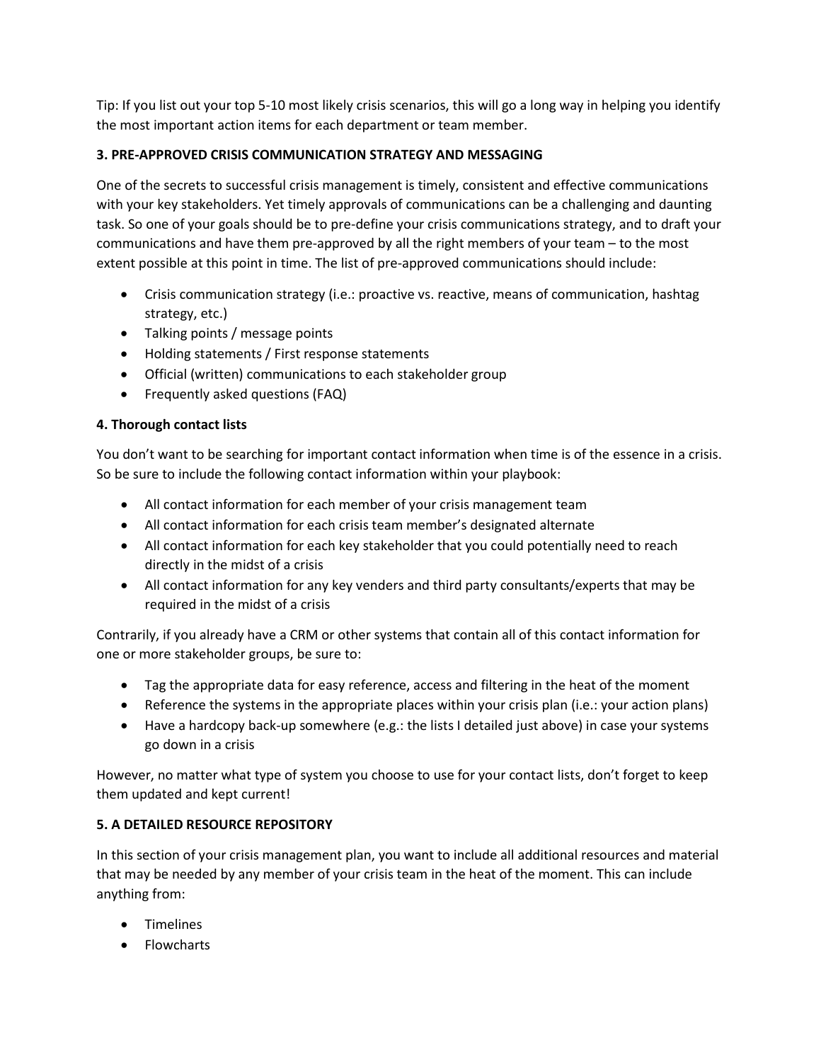Tip: If you list out your top 5-10 most likely crisis scenarios, this will go a long way in helping you identify the most important action items for each department or team member.

**3. PRE-APPROVED CRISIS COMMUNICATION STRATEGY AND MESSAGING**

One of the secrets to successful crisis management is timely, consistent and effective communications with your key stakeholders. Yet timely approvals of communications can be a challenging and daunting task. So one of your goals should be to pre-define your crisis communications strategy, and to draft your communications and have them pre-approved by all the right members of your team – to the most extent possible at this point in time. The list of pre-approved communications should include:

- Crisis communication strategy (i.e.: proactive vs. reactive, means of communication, hashtag strategy, etc.)
- Talking points / message points
- Holding statements / First response statements
- Official (written) communications to each stakeholder group
- Frequently asked questions (FAQ)

**4. Thorough contact lists**

You don't want to be searching for important contact information when time is of the essence in a crisis. So be sure to include the following contact information within your playbook:

- All contact information for each member of your crisis management team
- All contact information for each crisis team member's designated alternate
- All contact information for each key stakeholder that you could potentially need to reach directly in the midst of a crisis
- All contact information for any key venders and third party consultants/experts that may be required in the midst of a crisis

Contrarily, if you already have a CRM or other systems that contain all of this contact information for one or more stakeholder groups, be sure to:

- Tag the appropriate data for easy reference, access and filtering in the heat of the moment
- Reference the systems in the appropriate places within your crisis plan (i.e.: your action plans)
- Have a hardcopy back-up somewhere (e.g.: the lists I detailed just above) in case your systems go down in a crisis

However, no matter what type of system you choose to use for your contact lists, don't forget to keep them updated and kept current!

**5. A DETAILED RESOURCE REPOSITORY**

In this section of your crisis management plan, you want to include all additional resources and material that may be needed by any member of your crisis team in the heat of the moment. This can include anything from:

- Timelines
- Flowcharts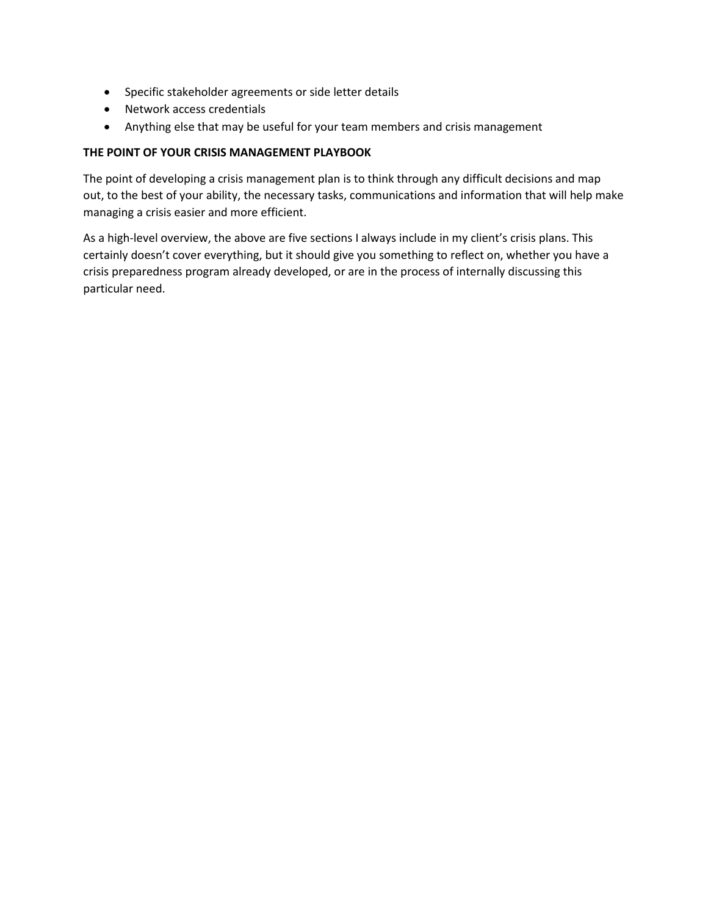- Specific stakeholder agreements or side letter details
- Network access credentials
- Anything else that may be useful for your team members and crisis management

**THE POINT OF YOUR CRISIS MANAGEMENT PLAYBOOK**

The point of developing a crisis management plan is to think through any difficult decisions and map out, to the best of your ability, the necessary tasks, communications and information that will help make managing a crisis easier and more efficient.

As a high-level overview, the above are five sections I always include in my client's crisis plans. This certainly doesn't cover everything, but it should give you something to reflect on, whether you have a crisis preparedness program already developed, or are in the process of internally discussing this particular need.